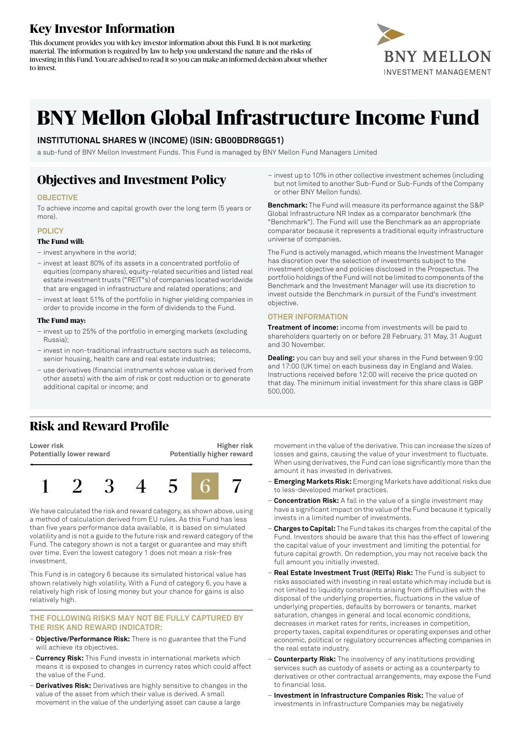# Key Investor Information

This document provides you with key investor information about this Fund. It is not marketing material. The information is required by law to help you understand the nature and the risks of investing in this Fund. You are advised to read it so you can make an informed decision about whether to invest.

BNY MELLON INVESTMENT MANAGEMENT

# BNY Mellon Global Infrastructure Income Fund

### INSTITUTIONAL SHARES W (INCOME) (ISIN: GB00BDR8GG51)

a sub-fund of BNY Mellon Investment Funds. This Fund is managed by BNY Mellon Fund Managers Limited

## Objectives and Investment Policy

### OBJECTIVE

To achieve income and capital growth over the long term (5 years or more).

### POLICY

**The Fund will:**

- invest anywhere in the world;
- invest at least 80% of its assets in a concentrated portfolio of equities (company shares), equity-related securities and listed real estate investment trusts ("REIT"s) of companies located worldwide that are engaged in infrastructure and related operations; and
- invest at least 51% of the portfolio in higher yielding companies in order to provide income in the form of dividends to the Fund.

**The Fund may:**

- invest up to 25% of the portfolio in emerging markets (excluding Russia);
- invest in non-traditional infrastructure sectors such as telecoms, senior housing, health care and real estate industries;
- use derivatives (financial instruments whose value is derived from other assets) with the aim of risk or cost reduction or to generate additional capital or income; and
- invest up to 10% in other collective investment schemes (including but not limited to another Sub-Fund or Sub-Funds of the Company or other BNY Mellon funds).

**Benchmark:** The Fund will measure its performance against the S&P Global Infrastructure NR Index as a comparator benchmark (the "Benchmark"). The Fund will use the Benchmark as an appropriate comparator because it represents a traditional equity infrastructure universe of companies.

The Fund is actively managed, which means the Investment Manager has discretion over the selection of investments subject to the investment objective and policies disclosed in the Prospectus. The portfolio holdings of the Fund will not be limited to components of the Benchmark and the Investment Manager will use its discretion to invest outside the Benchmark in pursuit of the Fund's investment objective.

### OTHER INFORMATION

**Treatment of income:** income from investments will be paid to shareholders quarterly on or before 28 February, 31 May, 31 August and 30 November.

**Dealing:** you can buy and sell your shares in the Fund between 9:00 and 17:00 (UK time) on each business day in England and Wales. Instructions received before 12:00 will receive the price quoted on that day. The minimum initial investment for this share class is GBP 500,000.

## Risk and Reward Profile

| Lower risk<br>Potentially lower reward | | | | | | Higher risk<br>Potentially higher reward |
|---|---|---|---|---|---|---|
| 1 | 2 | 3 | 4 | 5 | **6** | 7 |

We have calculated the risk and reward category, as shown above, using a method of calculation derived from EU rules. As this Fund has less than five years performance data available, it is based on simulated volatility and is not a guide to the future risk and reward category of the Fund. The category shown is not a target or guarantee and may shift over time. Even the lowest category 1 does not mean a risk-free investment.

This Fund is in category 6 because its simulated historical value has shown relatively high volatility. With a Fund of category 6, you have a relatively high risk of losing money but your chance for gains is also relatively high.

### THE FOLLOWING RISKS MAY NOT BE FULLY CAPTURED BY THE RISK AND REWARD INDICATOR:

- **Objective/Performance Risk:** There is no guarantee that the Fund will achieve its objectives.
- **Currency Risk:** This Fund invests in international markets which means it is exposed to changes in currency rates which could affect the value of the Fund.
- **Derivatives Risk:** Derivatives are highly sensitive to changes in the value of the asset from which their value is derived. A small movement in the value of the underlying asset can cause a large movement in the value of the derivative. This can increase the sizes of losses and gains, causing the value of your investment to fluctuate. When using derivatives, the Fund can lose significantly more than the amount it has invested in derivatives.
- **Emerging Markets Risk:** Emerging Markets have additional risks due to less-developed market practices.
- **Concentration Risk:** A fall in the value of a single investment may have a significant impact on the value of the Fund because it typically invests in a limited number of investments.
- **Charges to Capital:** The Fund takes its charges from the capital of the Fund. Investors should be aware that this has the effect of lowering the capital value of your investment and limiting the potential for future capital growth. On redemption, you may not receive back the full amount you initially invested.
- **Real Estate Investment Trust (REITs) Risk:** The Fund is subject to risks associated with investing in real estate which may include but is not limited to liquidity constraints arising from difficulties with the disposal of the underlying properties, fluctuations in the value of underlying properties, defaults by borrowers or tenants, market saturation, changes in general and local economic conditions, decreases in market rates for rents, increases in competition, property taxes, capital expenditures or operating expenses and other economic, political or regulatory occurrences affecting companies in the real estate industry.
- **Counterparty Risk:** The insolvency of any institutions providing services such as custody of assets or acting as a counterparty to derivatives or other contractual arrangements, may expose the Fund to financial loss.
- **Investment in Infrastructure Companies Risk:** The value of investments in Infrastructure Companies may be negatively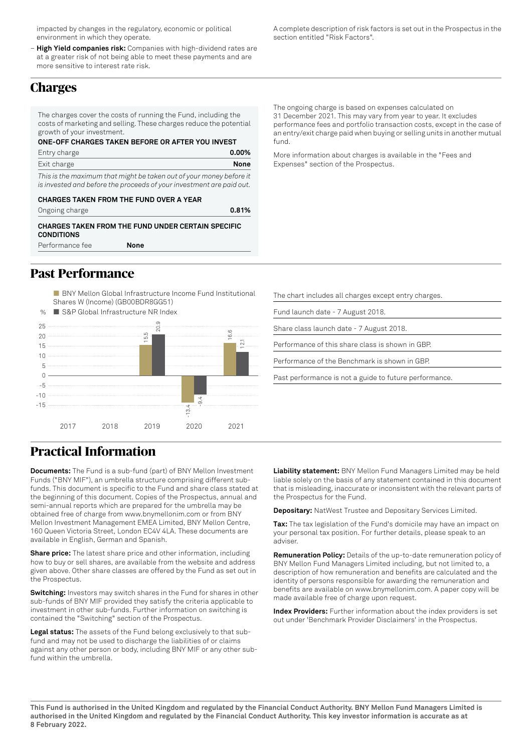impacted by changes in the regulatory, economic or political environment in which they operate.

– **High Yield companies risk:** Companies with high-dividend rates are at a greater risk of not being able to meet these payments and are more sensitive to interest rate risk.

A complete description of risk factors is set out in the Prospectus in the section entitled "Risk Factors".

## Charges

The charges cover the costs of running the Fund, including the costs of marketing and selling. These charges reduce the potential growth of your investment.

| ONE-OFF CHARGES TAKEN BEFORE OR AFTER YOU INVEST | |
|---|---|
| Entry charge | **0.00%** |
| Exit charge | **None** |

*This is the maximum that might be taken out of your money before it is invested and before the proceeds of your investment are paid out.*

| CHARGES TAKEN FROM THE FUND OVER A YEAR | |
|---|---|
| Ongoing charge | **0.81%** |

| CHARGES TAKEN FROM THE FUND UNDER CERTAIN SPECIFIC CONDITIONS | |
|---|---|
| Performance fee | **None** |

The ongoing charge is based on expenses calculated on 31 December 2021. This may vary from year to year. It excludes performance fees and portfolio transaction costs, except in the case of an entry/exit charge paid when buying or selling units in another mutual fund.

More information about charges is available in the "Fees and Expenses" section of the Prospectus.

## Past Performance

BNY Mellon Global Infrastructure Income Fund Institutional Shares W (Income) (GB00BDR8GG51)
S&P Global Infrastructure NR Index

%
25
20
15
10
5
0
-5
-10
-15

15.5
20.9
-13.4
-9.4
16.6
12.1

2017
2018
2019
2020
2021

The chart includes all charges except entry charges.

Fund launch date - 7 August 2018.

Share class launch date - 7 August 2018.

Performance of this share class is shown in GBP.

Performance of the Benchmark is shown in GBP.

Past performance is not a guide to future performance.

## Practical Information

**Documents:** The Fund is a sub-fund (part) of BNY Mellon Investment Funds ("BNY MIF"), an umbrella structure comprising different sub-funds. This document is specific to the Fund and share class stated at the beginning of this document. Copies of the Prospectus, annual and semi-annual reports which are prepared for the umbrella may be obtained free of charge from www.bnymellonim.com or from BNY Mellon Investment Management EMEA Limited, BNY Mellon Centre, 160 Queen Victoria Street, London EC4V 4LA. These documents are available in English, German and Spanish.

**Share price:** The latest share price and other information, including how to buy or sell shares, are available from the website and address given above. Other share classes are offered by the Fund as set out in the Prospectus.

**Switching:** Investors may switch shares in the Fund for shares in other sub-funds of BNY MIF provided they satisfy the criteria applicable to investment in other sub-funds. Further information on switching is contained the "Switching" section of the Prospectus.

**Legal status:** The assets of the Fund belong exclusively to that sub-fund and may not be used to discharge the liabilities of or claims against any other person or body, including BNY MIF or any other sub-fund within the umbrella.

**Liability statement:** BNY Mellon Fund Managers Limited may be held liable solely on the basis of any statement contained in this document that is misleading, inaccurate or inconsistent with the relevant parts of the Prospectus for the Fund.

**Depositary:** NatWest Trustee and Depositary Services Limited.

**Tax:** The tax legislation of the Fund's domicile may have an impact on your personal tax position. For further details, please speak to an adviser.

**Remuneration Policy:** Details of the up-to-date remuneration policy of BNY Mellon Fund Managers Limited including, but not limited to, a description of how remuneration and benefits are calculated and the identity of persons responsible for awarding the remuneration and benefits are available on www.bnymellonim.com. A paper copy will be made available free of charge upon request.

**Index Providers:** Further information about the index providers is set out under 'Benchmark Provider Disclaimers' in the Prospectus.

**This Fund is authorised in the United Kingdom and regulated by the Financial Conduct Authority. BNY Mellon Fund Managers Limited is authorised in the United Kingdom and regulated by the Financial Conduct Authority. This key investor information is accurate as at 8 February 2022.**